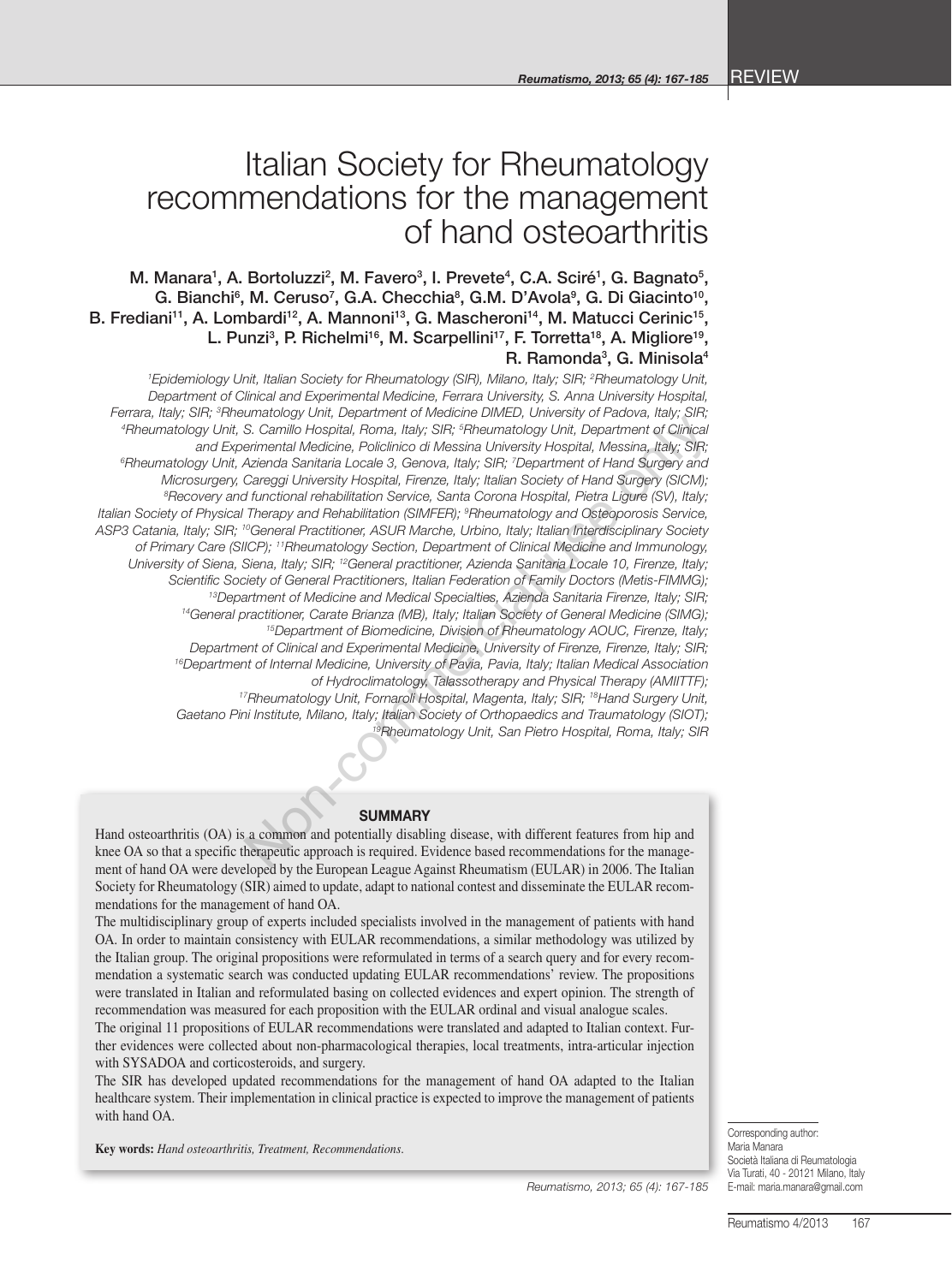REVIEW

# Italian Society for Rheumatology recommendations for the management of hand osteoarthritis

M. Manara[1], A. Bortoluzzi[2], M. Favero[3], I. Prevete[4], C.A. Sciré[1], G. Bagnato[5], G. Bianchi[6], M. Ceruso[7], G.A. Checchia[8], G.M. D'Avola[9], G. Di Giacinto[10], B. Frediani[11], A. Lombardi[12], A. Mannoni[13], G. Mascheroni[14], M. Matucci Cerinic[15], L. Punzi[3], P. Richelmi[16], M. Scarpellini[17], F. Torretta[18], A. Migliore[19], R. Ramonda[3], G. Minisola[4]

*[1]Epidemiology Unit, Italian Society for Rheumatology (SIR), Milano, Italy; SIR; [2]Rheumatology Unit, Department of Clinical and Experimental Medicine, Ferrara University, S. Anna University Hospital, Ferrara, Italy; SIR; [3]Rheumatology Unit, Department of Medicine DIMED, University of Padova, Italy; SIR; [4]Rheumatology Unit, S. Camillo Hospital, Roma, Italy; SIR; [5]Rheumatology Unit, Department of Clinical and Experimental Medicine, Policlinico di Messina University Hospital, Messina, Italy; SIR; [6]Rheumatology Unit, Azienda Sanitaria Locale 3, Genova, Italy; SIR; [7]Department of Hand Surgery and Microsurgery, Careggi University Hospital, Firenze, Italy; Italian Society of Hand Surgery (SICM); [8]Recovery and functional rehabilitation Service, Santa Corona Hospital, Pietra Ligure (SV), Italy; Italian Society of Physical Therapy and Rehabilitation (SIMFER); [9]Rheumatology and Osteoporosis Service, ASP3 Catania, Italy; SIR; [10]General Practitioner, ASUR Marche, Urbino, Italy; Italian Interdisciplinary Society of Primary Care (SIICP); [11]Rheumatology Section, Department of Clinical Medicine and Immunology, University of Siena, Siena, Italy; SIR; [12]General practitioner, Azienda Sanitaria Locale 10, Firenze, Italy; Scientific Society of General Practitioners, Italian Federation of Family Doctors (Metis-FIMMG); [13]Department of Medicine and Medical Specialties, Azienda Sanitaria Firenze, Italy; SIR; [14]General practitioner, Carate Brianza (MB), Italy; Italian Society of General Medicine (SIMG); [15]Department of Biomedicine, Division of Rheumatology AOUC, Firenze, Italy; Department of Clinical and Experimental Medicine, University of Firenze, Firenze, Italy; SIR; [16]Department of Internal Medicine, University of Pavia, Pavia, Italy; Italian Medical Association of Hydroclimatology, Talassotherapy and Physical Therapy (AMIITTF); [17]Rheumatology Unit, Fornaroli Hospital, Magenta, Italy; SIR; [18]Hand Surgery Unit, Gaetano Pini Institute, Milano, Italy; Italian Society of Orthopaedics and Traumatology (SIOT); [19]Rheumatology Unit, San Pietro Hospital, Roma, Italy; SIR*

## SUMMARY

Hand osteoarthritis (OA) is a common and potentially disabling disease, with different features from hip and knee OA so that a specific therapeutic approach is required. Evidence based recommendations for the management of hand OA were developed by the European League Against Rheumatism (EULAR) in 2006. The Italian Society for Rheumatology (SIR) aimed to update, adapt to national contest and disseminate the EULAR recommendations for the management of hand OA.

The multidisciplinary group of experts included specialists involved in the management of patients with hand OA. In order to maintain consistency with EULAR recommendations, a similar methodology was utilized by the Italian group. The original propositions were reformulated in terms of a search query and for every recommendation a systematic search was conducted updating EULAR recommendations' review. The propositions were translated in Italian and reformulated basing on collected evidences and expert opinion. The strength of recommendation was measured for each proposition with the EULAR ordinal and visual analogue scales.

The original 11 propositions of EULAR recommendations were translated and adapted to Italian context. Further evidences were collected about non-pharmacological therapies, local treatments, intra-articular injection with SYSADOA and corticosteroids, and surgery.

The SIR has developed updated recommendations for the management of hand OA adapted to the Italian healthcare system. Their implementation in clinical practice is expected to improve the management of patients with hand OA.

**Key words:** *Hand osteoarthritis, Treatment, Recommendations.*

Corresponding author:
Maria Manara
Società Italiana di Reumatologia
Via Turati, 40 - 20121 Milano, Italy
E-mail: maria.manara@gmail.com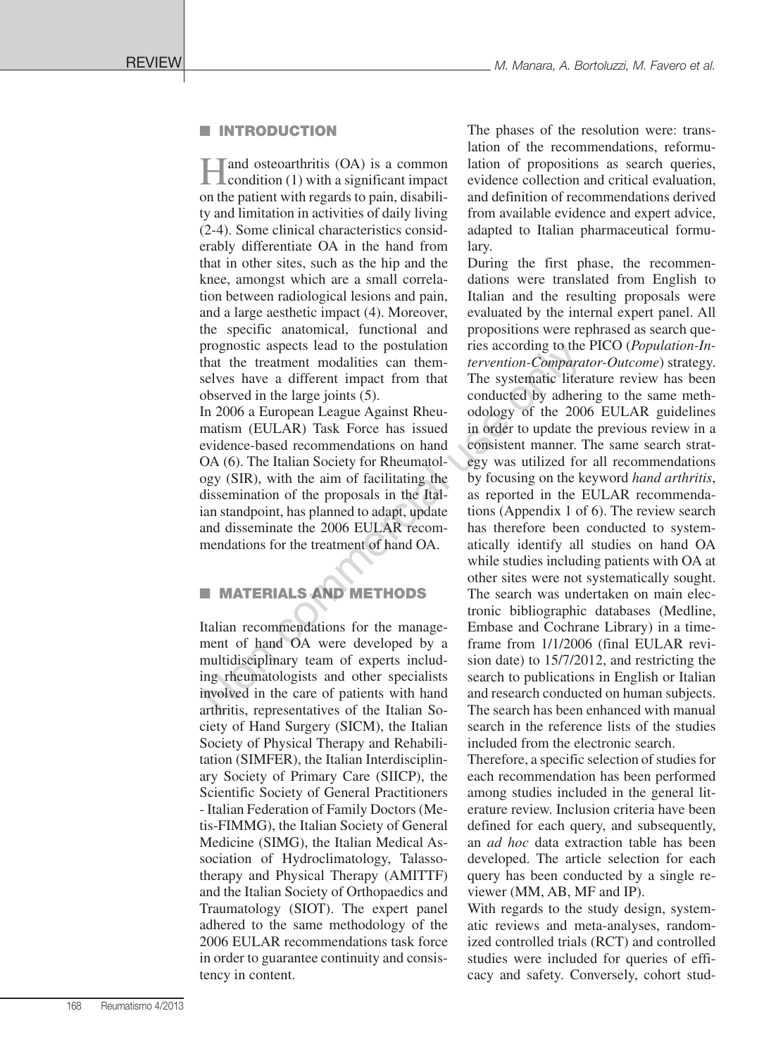## INTRODUCTION

Hand osteoarthritis (OA) is a common condition (1) with a significant impact on the patient with regards to pain, disability and limitation in activities of daily living (2-4). Some clinical characteristics considerably differentiate OA in the hand from that in other sites, such as the hip and the knee, amongst which are a small correlation between radiological lesions and pain, and a large aesthetic impact (4). Moreover, the specific anatomical, functional and prognostic aspects lead to the postulation that the treatment modalities can themselves have a different impact from that observed in the large joints (5).

In 2006 a European League Against Rheumatism (EULAR) Task Force has issued evidence-based recommendations on hand OA (6). The Italian Society for Rheumatology (SIR), with the aim of facilitating the dissemination of the proposals in the Italian standpoint, has planned to adapt, update and disseminate the 2006 EULAR recommendations for the treatment of hand OA.

## MATERIALS AND METHODS

Italian recommendations for the management of hand OA were developed by a multidisciplinary team of experts including rheumatologists and other specialists involved in the care of patients with hand arthritis, representatives of the Italian Society of Hand Surgery (SICM), the Italian Society of Physical Therapy and Rehabilitation (SIMFER), the Italian Interdisciplinary Society of Primary Care (SIICP), the Scientific Society of General Practitioners - Italian Federation of Family Doctors (Metis-FIMMG), the Italian Society of General Medicine (SIMG), the Italian Medical Association of Hydroclimatology, Talassotherapy and Physical Therapy (AMITTF) and the Italian Society of Orthopaedics and Traumatology (SIOT). The expert panel adhered to the same methodology of the 2006 EULAR recommendations task force in order to guarantee continuity and consistency in content.

The phases of the resolution were: translation of the recommendations, reformulation of propositions as search queries, evidence collection and critical evaluation, and definition of recommendations derived from available evidence and expert advice, adapted to Italian pharmaceutical formulary.

During the first phase, the recommendations were translated from English to Italian and the resulting proposals were evaluated by the internal expert panel. All propositions were rephrased as search queries according to the PICO (*Population-Intervention-Comparator-Outcome*) strategy. The systematic literature review has been conducted by adhering to the same methodology of the 2006 EULAR guidelines in order to update the previous review in a consistent manner. The same search strategy was utilized for all recommendations by focusing on the keyword *hand arthritis*, as reported in the EULAR recommendations (Appendix 1 of 6). The review search has therefore been conducted to systematically identify all studies on hand OA while studies including patients with OA at other sites were not systematically sought. The search was undertaken on main electronic bibliographic databases (Medline, Embase and Cochrane Library) in a timeframe from 1/1/2006 (final EULAR revision date) to 15/7/2012, and restricting the search to publications in English or Italian and research conducted on human subjects. The search has been enhanced with manual search in the reference lists of the studies included from the electronic search.

Therefore, a specific selection of studies for each recommendation has been performed among studies included in the general literature review. Inclusion criteria have been defined for each query, and subsequently, an *ad hoc* data extraction table has been developed. The article selection for each query has been conducted by a single reviewer (MM, AB, MF and IP).

With regards to the study design, systematic reviews and meta-analyses, randomized controlled trials (RCT) and controlled studies were included for queries of efficacy and safety. Conversely, cohort stud-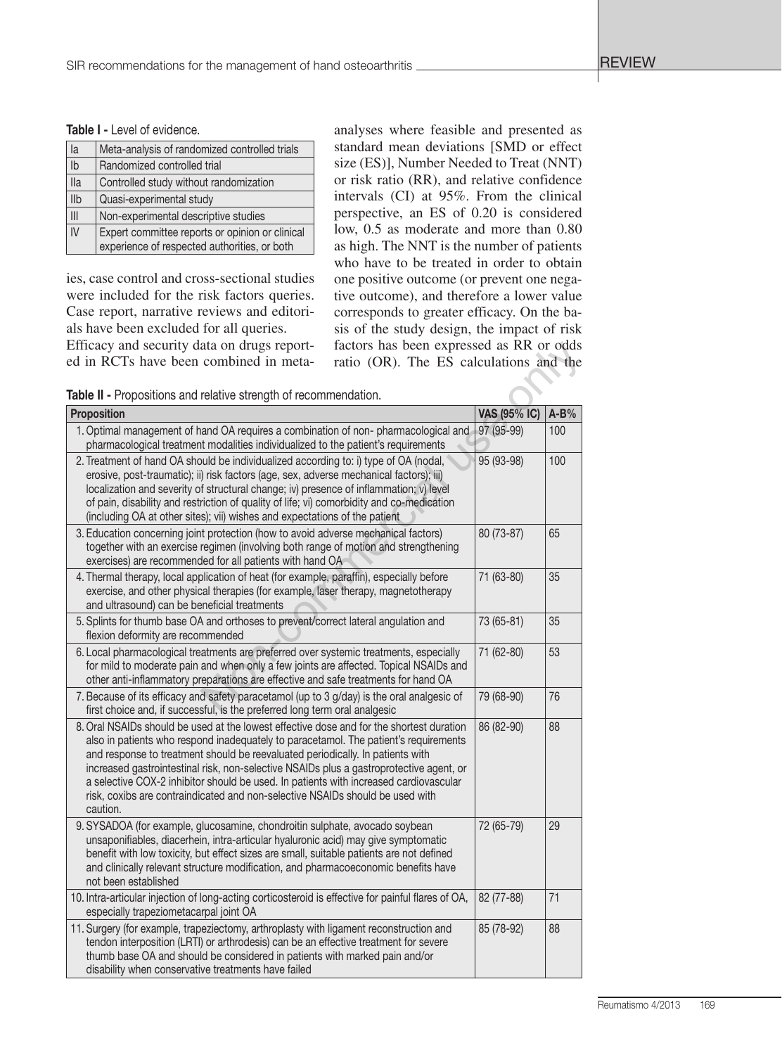**Table I -** Level of evidence.

| | |
|---|---|
| Ia | Meta-analysis of randomized controlled trials |
| Ib | Randomized controlled trial |
| IIa | Controlled study without randomization |
| IIb | Quasi-experimental study |
| III | Non-experimental descriptive studies |
| IV | Expert committee reports or opinion or clinical experience of respected authorities, or both |

ies, case control and cross-sectional studies were included for the risk factors queries. Case report, narrative reviews and editorials have been excluded for all queries.

Efficacy and security data on drugs reported in RCTs have been combined in meta-analyses where feasible and presented as standard mean deviations [SMD or effect size (ES)], Number Needed to Treat (NNT) or risk ratio (RR), and relative confidence intervals (CI) at 95%. From the clinical perspective, an ES of 0.20 is considered low, 0.5 as moderate and more than 0.80 as high. The NNT is the number of patients who have to be treated in order to obtain one positive outcome (or prevent one negative outcome), and therefore a lower value corresponds to greater efficacy. On the basis of the study design, the impact of risk factors has been expressed as RR or odds ratio (OR). The ES calculations and the

**Table II -** Propositions and relative strength of recommendation.

| Proposition | VAS (95% IC) | A-B% |
|---|---|---|
| 1. Optimal management of hand OA requires a combination of non- pharmacological and pharmacological treatment modalities individualized to the patient's requirements | 97 (95-99) | 100 |
| 2. Treatment of hand OA should be individualized according to: i) type of OA (nodal, erosive, post-traumatic); ii) risk factors (age, sex, adverse mechanical factors); iii) localization and severity of structural change; iv) presence of inflammation; v) level of pain, disability and restriction of quality of life; vi) comorbidity and co-medication (including OA at other sites); vii) wishes and expectations of the patient | 95 (93-98) | 100 |
| 3. Education concerning joint protection (how to avoid adverse mechanical factors) together with an exercise regimen (involving both range of motion and strengthening exercises) are recommended for all patients with hand OA | 80 (73-87) | 65 |
| 4. Thermal therapy, local application of heat (for example, paraffin), especially before exercise, and other physical therapies (for example, laser therapy, magnetotherapy and ultrasound) can be beneficial treatments | 71 (63-80) | 35 |
| 5. Splints for thumb base OA and orthoses to prevent/correct lateral angulation and flexion deformity are recommended | 73 (65-81) | 35 |
| 6. Local pharmacological treatments are preferred over systemic treatments, especially for mild to moderate pain and when only a few joints are affected. Topical NSAIDs and other anti-inflammatory preparations are effective and safe treatments for hand OA | 71 (62-80) | 53 |
| 7. Because of its efficacy and safety paracetamol (up to 3 g/day) is the oral analgesic of first choice and, if successful, is the preferred long term oral analgesic | 79 (68-90) | 76 |
| 8. Oral NSAIDs should be used at the lowest effective dose and for the shortest duration also in patients who respond inadequately to paracetamol. The patient's requirements and response to treatment should be reevaluated periodically. In patients with increased gastrointestinal risk, non-selective NSAIDs plus a gastroprotective agent, or a selective COX-2 inhibitor should be used. In patients with increased cardiovascular risk, coxibs are contraindicated and non-selective NSAIDs should be used with caution. | 86 (82-90) | 88 |
| 9. SYSADOA (for example, glucosamine, chondroitin sulphate, avocado soybean unsaponifiables, diacerhein, intra-articular hyaluronic acid) may give symptomatic benefit with low toxicity, but effect sizes are small, suitable patients are not defined and clinically relevant structure modification, and pharmacoeconomic benefits have not been established | 72 (65-79) | 29 |
| 10. Intra-articular injection of long-acting corticosteroid is effective for painful flares of OA, especially trapeziometacarpal joint OA | 82 (77-88) | 71 |
| 11. Surgery (for example, trapeziectomy, arthroplasty with ligament reconstruction and tendon interposition (LRTI) or arthrodesis) can be an effective treatment for severe thumb base OA and should be considered in patients with marked pain and/or disability when conservative treatments have failed | 85 (78-92) | 88 |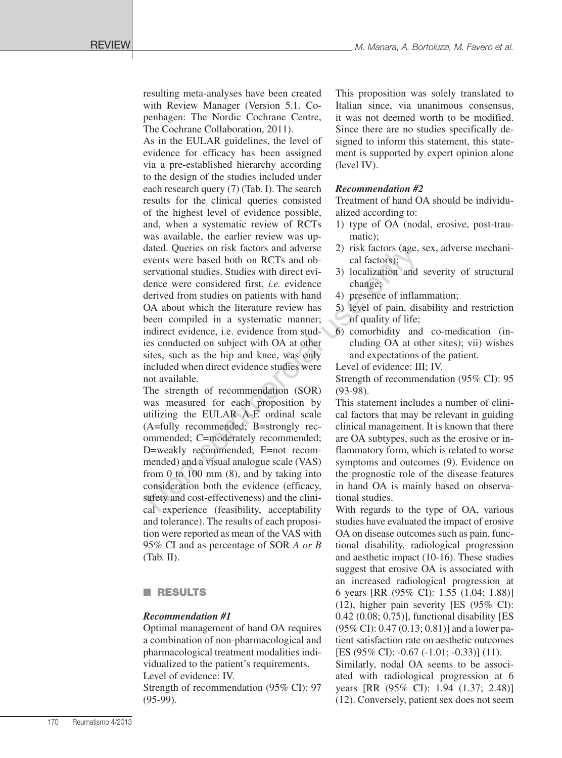resulting meta-analyses have been created with Review Manager (Version 5.1. Copenhagen: The Nordic Cochrane Centre, The Cochrane Collaboration, 2011).

As in the EULAR guidelines, the level of evidence for efficacy has been assigned via a pre-established hierarchy according to the design of the studies included under each research query (7) (Tab. I). The search results for the clinical queries consisted of the highest level of evidence possible, and, when a systematic review of RCTs was available, the earlier review was updated. Queries on risk factors and adverse events were based both on RCTs and observational studies. Studies with direct evidence were considered first, *i.e.* evidence derived from studies on patients with hand OA about which the literature review has been compiled in a systematic manner; indirect evidence, i.e. evidence from studies conducted on subject with OA at other sites, such as the hip and knee, was only included when direct evidence studies were not available.

The strength of recommendation (SOR) was measured for each proposition by utilizing the EULAR A-E ordinal scale (A=fully recommended; B=strongly recommended; C=moderately recommended; D=weakly recommended; E=not recommended) and a visual analogue scale (VAS) from 0 to 100 mm (8), and by taking into consideration both the evidence (efficacy, safety and cost-effectiveness) and the clinical experience (feasibility, acceptability and tolerance). The results of each proposition were reported as mean of the VAS with 95% CI and as percentage of SOR *A or B* (Tab. II).

## RESULTS

### *Recommendation #1*

Optimal management of hand OA requires a combination of non-pharmacological and pharmacological treatment modalities individualized to the patient's requirements.

Level of evidence: IV.

Strength of recommendation (95% CI): 97 (95-99).

This proposition was solely translated to Italian since, via unanimous consensus, it was not deemed worth to be modified. Since there are no studies specifically designed to inform this statement, this statement is supported by expert opinion alone (level IV).

### *Recommendation #2*

Treatment of hand OA should be individualized according to:

1) type of OA (nodal, erosive, post-traumatic);
2) risk factors (age, sex, adverse mechanical factors);
3) localization and severity of structural change;
4) presence of inflammation;
5) level of pain, disability and restriction of quality of life;
6) comorbidity and co-medication (including OA at other sites); vii) wishes and expectations of the patient.

Level of evidence: III; IV.

Strength of recommendation (95% CI): 95 (93-98).

This statement includes a number of clinical factors that may be relevant in guiding clinical management. It is known that there are OA subtypes, such as the erosive or inflammatory form, which is related to worse symptoms and outcomes (9). Evidence on the prognostic role of the disease features in hand OA is mainly based on observational studies.

With regards to the type of OA, various studies have evaluated the impact of erosive OA on disease outcomes such as pain, functional disability, radiological progression and aesthetic impact (10-16). These studies suggest that erosive OA is associated with an increased radiological progression at 6 years [RR (95% CI): 1.55 (1.04; 1.88)] (12), higher pain severity [ES (95% CI): 0.42 (0.08; 0.75)], functional disability [ES (95% CI): 0.47 (0.13; 0.81)] and a lower patient satisfaction rate on aesthetic outcomes [ES (95% CI): -0.67 (-1.01; -0.33)] (11).

Similarly, nodal OA seems to be associated with radiological progression at 6 years [RR (95% CI): 1.94 (1.37; 2.48)] (12). Conversely, patient sex does not seem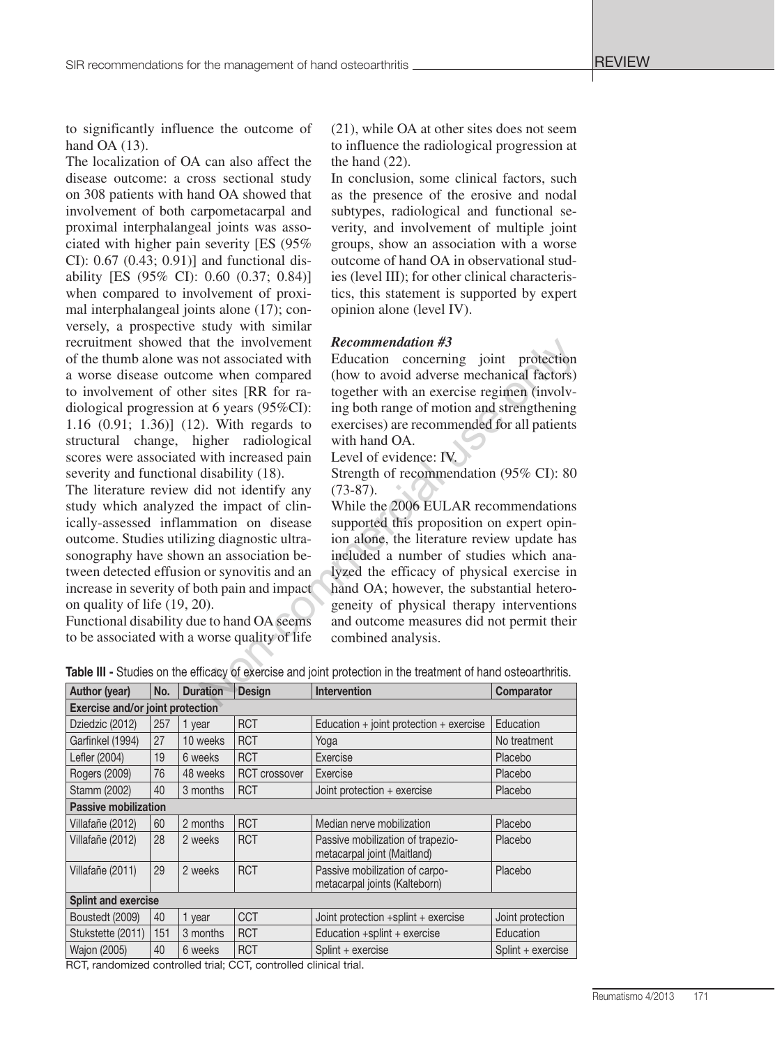to significantly influence the outcome of hand OA (13).

The localization of OA can also affect the disease outcome: a cross sectional study on 308 patients with hand OA showed that involvement of both carpometacarpal and proximal interphalangeal joints was associated with higher pain severity [ES (95% CI): 0.67 (0.43; 0.91)] and functional disability [ES (95% CI): 0.60 (0.37; 0.84)] when compared to involvement of proximal interphalangeal joints alone (17); conversely, a prospective study with similar recruitment showed that the involvement of the thumb alone was not associated with a worse disease outcome when compared to involvement of other sites [RR for radiological progression at 6 years (95%CI): 1.16 (0.91; 1.36)] (12). With regards to structural change, higher radiological scores were associated with increased pain severity and functional disability (18).

The literature review did not identify any study which analyzed the impact of clinically-assessed inflammation on disease outcome. Studies utilizing diagnostic ultrasonography have shown an association between detected effusion or synovitis and an increase in severity of both pain and impact on quality of life (19, 20).

Functional disability due to hand OA seems to be associated with a worse quality of life (21), while OA at other sites does not seem to influence the radiological progression at the hand (22).

In conclusion, some clinical factors, such as the presence of the erosive and nodal subtypes, radiological and functional severity, and involvement of multiple joint groups, show an association with a worse outcome of hand OA in observational studies (level III); for other clinical characteristics, this statement is supported by expert opinion alone (level IV).

***Recommendation #3***

Education concerning joint protection (how to avoid adverse mechanical factors) together with an exercise regimen (involving both range of motion and strengthening exercises) are recommended for all patients with hand OA.

Level of evidence: IV.

Strength of recommendation (95% CI): 80 (73-87).

While the 2006 EULAR recommendations supported this proposition on expert opinion alone, the literature review update has included a number of studies which analyzed the efficacy of physical exercise in hand OA; however, the substantial heterogeneity of physical therapy interventions and outcome measures did not permit their combined analysis.

**Table III -** Studies on the efficacy of exercise and joint protection in the treatment of hand osteoarthritis.

| Author (year) | No. | Duration | Design | Intervention | Comparator |
|---|---|---|---|---|---|
| **Exercise and/or joint protection** | | | | | |
| Dziedzic (2012) | 257 | 1 year | RCT | Education + joint protection + exercise | Education |
| Garfinkel (1994) | 27 | 10 weeks | RCT | Yoga | No treatment |
| Lefler (2004) | 19 | 6 weeks | RCT | Exercise | Placebo |
| Rogers (2009) | 76 | 48 weeks | RCT crossover | Exercise | Placebo |
| Stamm (2002) | 40 | 3 months | RCT | Joint protection + exercise | Placebo |
| **Passive mobilization** | | | | | |
| Villafañe (2012) | 60 | 2 months | RCT | Median nerve mobilization | Placebo |
| Villafañe (2012) | 28 | 2 weeks | RCT | Passive mobilization of trapezio-metacarpal joint (Maitland) | Placebo |
| Villafañe (2011) | 29 | 2 weeks | RCT | Passive mobilization of carpo-metacarpal joints (Kalteborn) | Placebo |
| **Splint and exercise** | | | | | |
| Boustedt (2009) | 40 | 1 year | CCT | Joint protection +splint + exercise | Joint protection |
| Stukstette (2011) | 151 | 3 months | RCT | Education +splint + exercise | Education |
| Wajon (2005) | 40 | 6 weeks | RCT | Splint + exercise | Splint + exercise |

RCT, randomized controlled trial; CCT, controlled clinical trial.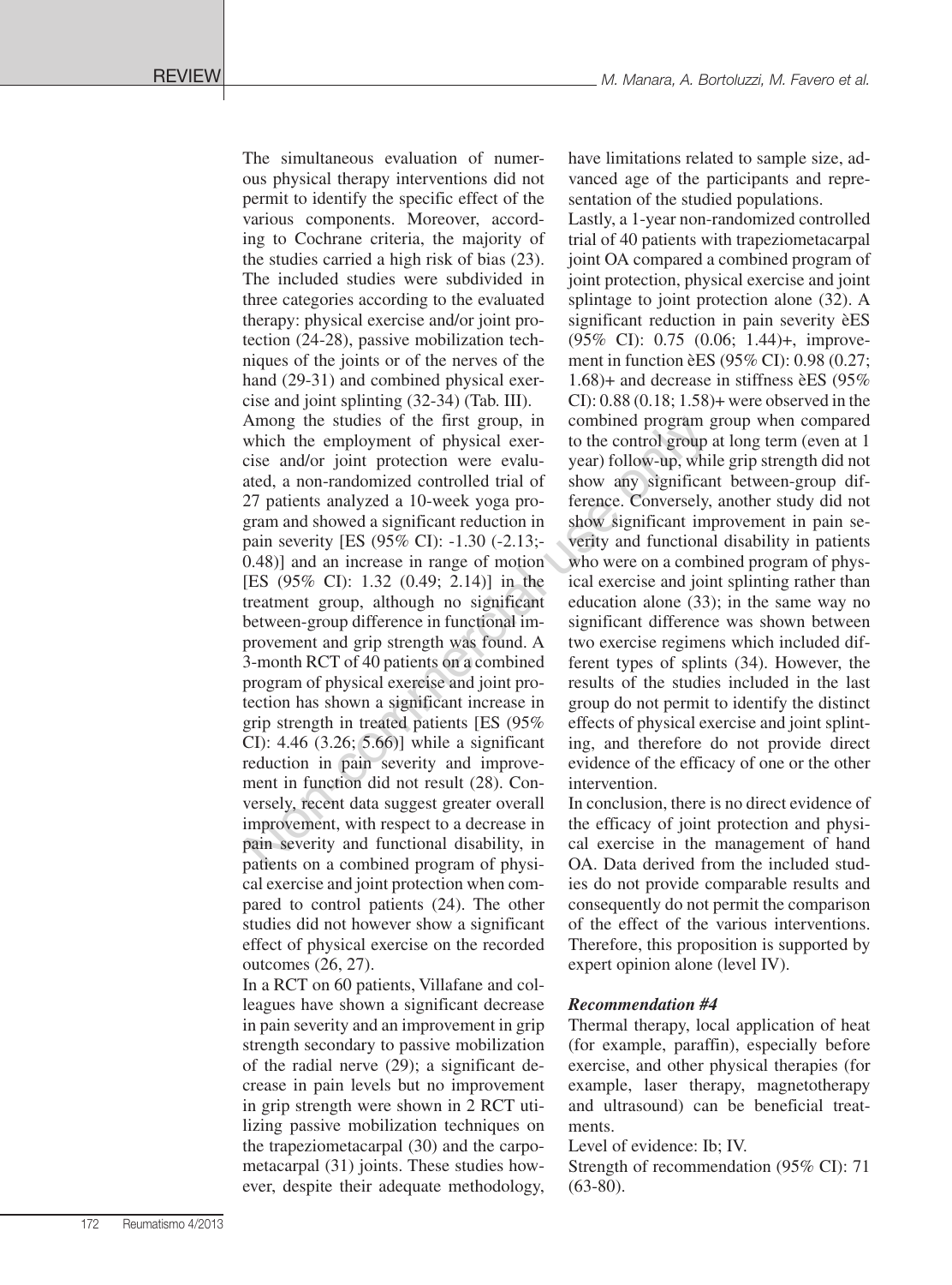The simultaneous evaluation of numerous physical therapy interventions did not permit to identify the specific effect of the various components. Moreover, according to Cochrane criteria, the majority of the studies carried a high risk of bias (23). The included studies were subdivided in three categories according to the evaluated therapy: physical exercise and/or joint protection (24-28), passive mobilization techniques of the joints or of the nerves of the hand (29-31) and combined physical exercise and joint splinting (32-34) (Tab. III).

Among the studies of the first group, in which the employment of physical exercise and/or joint protection were evaluated, a non-randomized controlled trial of 27 patients analyzed a 10-week yoga program and showed a significant reduction in pain severity [ES (95% CI): -1.30 (-2.13;-0.48)] and an increase in range of motion [ES (95% CI): 1.32 (0.49; 2.14)] in the treatment group, although no significant between-group difference in functional improvement and grip strength was found. A 3-month RCT of 40 patients on a combined program of physical exercise and joint protection has shown a significant increase in grip strength in treated patients [ES (95% CI): 4.46 (3.26; 5.66)] while a significant reduction in pain severity and improvement in function did not result (28). Conversely, recent data suggest greater overall improvement, with respect to a decrease in pain severity and functional disability, in patients on a combined program of physical exercise and joint protection when compared to control patients (24). The other studies did not however show a significant effect of physical exercise on the recorded outcomes (26, 27).

In a RCT on 60 patients, Villafane and colleagues have shown a significant decrease in pain severity and an improvement in grip strength secondary to passive mobilization of the radial nerve (29); a significant decrease in pain levels but no improvement in grip strength were shown in 2 RCT utilizing passive mobilization techniques on the trapeziometacarpal (30) and the carpometacarpal (31) joints. These studies however, despite their adequate methodology, have limitations related to sample size, advanced age of the participants and representation of the studied populations.

Lastly, a 1-year non-randomized controlled trial of 40 patients with trapeziometacarpal joint OA compared a combined program of joint protection, physical exercise and joint splintage to joint protection alone (32). A significant reduction in pain severity èES (95% CI): 0.75 (0.06; 1.44)+, improvement in function èES (95% CI): 0.98 (0.27; 1.68)+ and decrease in stiffness èES (95% CI): 0.88 (0.18; 1.58)+ were observed in the combined program group when compared to the control group at long term (even at 1 year) follow-up, while grip strength did not show any significant between-group difference. Conversely, another study did not show significant improvement in pain severity and functional disability in patients who were on a combined program of physical exercise and joint splinting rather than education alone (33); in the same way no significant difference was shown between two exercise regimens which included different types of splints (34). However, the results of the studies included in the last group do not permit to identify the distinct effects of physical exercise and joint splinting, and therefore do not provide direct evidence of the efficacy of one or the other intervention.

In conclusion, there is no direct evidence of the efficacy of joint protection and physical exercise in the management of hand OA. Data derived from the included studies do not provide comparable results and consequently do not permit the comparison of the effect of the various interventions. Therefore, this proposition is supported by expert opinion alone (level IV).

### *Recommendation #4*

Thermal therapy, local application of heat (for example, paraffin), especially before exercise, and other physical therapies (for example, laser therapy, magnetotherapy and ultrasound) can be beneficial treatments.

Level of evidence: Ib; IV.

Strength of recommendation (95% CI): 71 (63-80).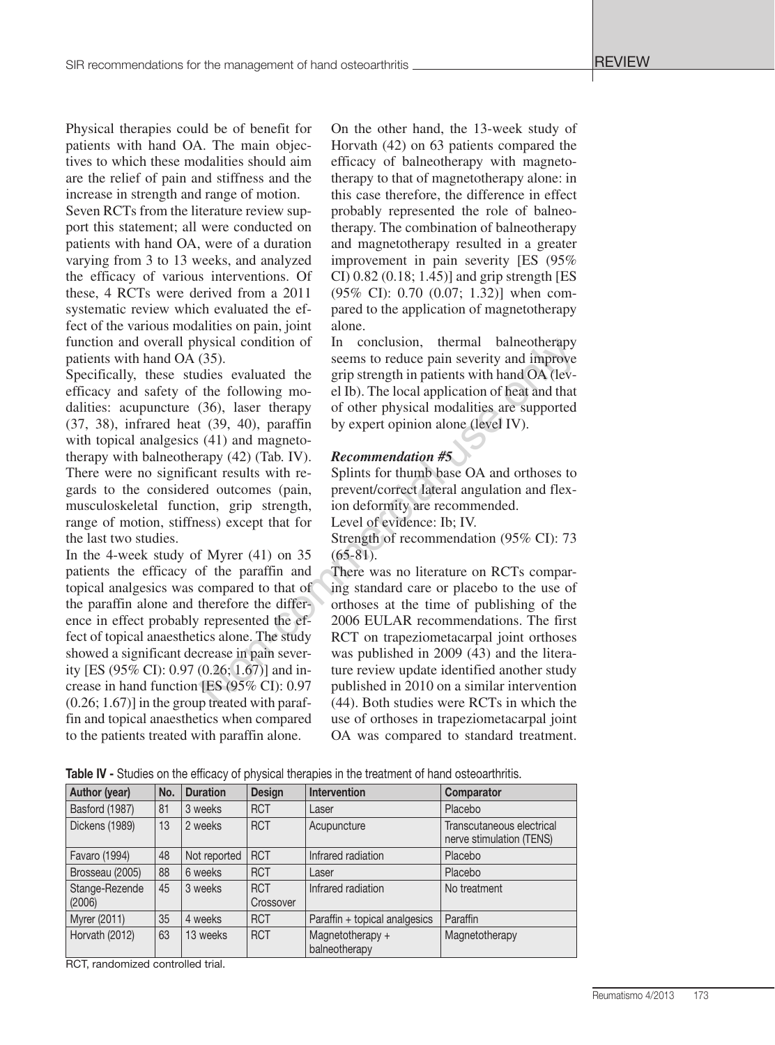Physical therapies could be of benefit for patients with hand OA. The main objectives to which these modalities should aim are the relief of pain and stiffness and the increase in strength and range of motion.

Seven RCTs from the literature review support this statement; all were conducted on patients with hand OA, were of a duration varying from 3 to 13 weeks, and analyzed the efficacy of various interventions. Of these, 4 RCTs were derived from a 2011 systematic review which evaluated the effect of the various modalities on pain, joint function and overall physical condition of patients with hand OA (35).

Specifically, these studies evaluated the efficacy and safety of the following modalities: acupuncture (36), laser therapy (37, 38), infrared heat (39, 40), paraffin with topical analgesics (41) and magnetotherapy with balneotherapy (42) (Tab. IV). There were no significant results with regards to the considered outcomes (pain, musculoskeletal function, grip strength, range of motion, stiffness) except that for the last two studies.

In the 4-week study of Myrer (41) on 35 patients the efficacy of the paraffin and topical analgesics was compared to that of the paraffin alone and therefore the difference in effect probably represented the effect of topical anaesthetics alone. The study showed a significant decrease in pain severity [ES (95% CI): 0.97 (0.26; 1.67)] and increase in hand function [ES (95% CI): 0.97 (0.26; 1.67)] in the group treated with paraffin and topical anaesthetics when compared to the patients treated with paraffin alone.

On the other hand, the 13-week study of Horvath (42) on 63 patients compared the efficacy of balneotherapy with magnetotherapy to that of magnetotherapy alone: in this case therefore, the difference in effect probably represented the role of balneotherapy. The combination of balneotherapy and magnetotherapy resulted in a greater improvement in pain severity [ES (95% CI) 0.82 (0.18; 1.45)] and grip strength [ES (95% CI): 0.70 (0.07; 1.32)] when compared to the application of magnetotherapy alone.

In conclusion, thermal balneotherapy seems to reduce pain severity and improve grip strength in patients with hand OA (level Ib). The local application of heat and that of other physical modalities are supported by expert opinion alone (level IV).

***Recommendation #5***

Splints for thumb base OA and orthoses to prevent/correct lateral angulation and flexion deformity are recommended.

Level of evidence: Ib; IV.

Strength of recommendation (95% CI): 73 (65-81).

There was no literature on RCTs comparing standard care or placebo to the use of orthoses at the time of publishing of the 2006 EULAR recommendations. The first RCT on trapeziometacarpal joint orthoses was published in 2009 (43) and the literature review update identified another study published in 2010 on a similar intervention (44). Both studies were RCTs in which the use of orthoses in trapeziometacarpal joint OA was compared to standard treatment.

**Table IV -** Studies on the efficacy of physical therapies in the treatment of hand osteoarthritis.

| Author (year) | No. | Duration | Design | Intervention | Comparator |
|---|---|---|---|---|---|
| Basford (1987) | 81 | 3 weeks | RCT | Laser | Placebo |
| Dickens (1989) | 13 | 2 weeks | RCT | Acupuncture | Transcutaneous electrical nerve stimulation (TENS) |
| Favaro (1994) | 48 | Not reported | RCT | Infrared radiation | Placebo |
| Brosseau (2005) | 88 | 6 weeks | RCT | Laser | Placebo |
| Stange-Rezende (2006) | 45 | 3 weeks | RCT Crossover | Infrared radiation | No treatment |
| Myrer (2011) | 35 | 4 weeks | RCT | Paraffin + topical analgesics | Paraffin |
| Horvath (2012) | 63 | 13 weeks | RCT | Magnetotherapy + balneotherapy | Magnetotherapy |

RCT, randomized controlled trial.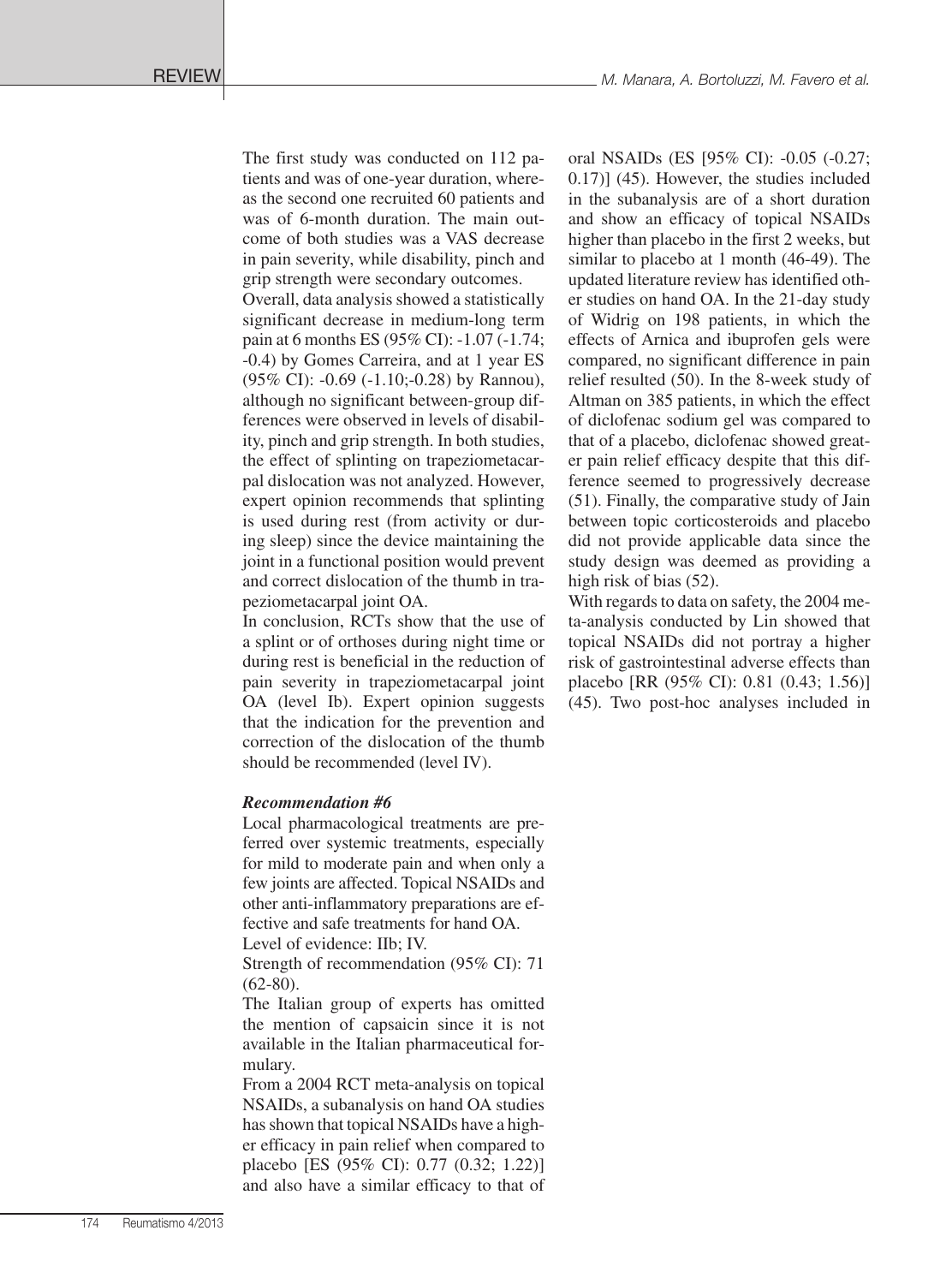The first study was conducted on 112 patients and was of one-year duration, whereas the second one recruited 60 patients and was of 6-month duration. The main outcome of both studies was a VAS decrease in pain severity, while disability, pinch and grip strength were secondary outcomes.

Overall, data analysis showed a statistically significant decrease in medium-long term pain at 6 months ES (95% CI): -1.07 (-1.74; -0.4) by Gomes Carreira, and at 1 year ES (95% CI): -0.69 (-1.10;-0.28) by Rannou), although no significant between-group differences were observed in levels of disability, pinch and grip strength. In both studies, the effect of splinting on trapeziometacarpal dislocation was not analyzed. However, expert opinion recommends that splinting is used during rest (from activity or during sleep) since the device maintaining the joint in a functional position would prevent and correct dislocation of the thumb in trapeziometacarpal joint OA.

In conclusion, RCTs show that the use of a splint or of orthoses during night time or during rest is beneficial in the reduction of pain severity in trapeziometacarpal joint OA (level Ib). Expert opinion suggests that the indication for the prevention and correction of the dislocation of the thumb should be recommended (level IV).

### *Recommendation #6*

Local pharmacological treatments are preferred over systemic treatments, especially for mild to moderate pain and when only a few joints are affected. Topical NSAIDs and other anti-inflammatory preparations are effective and safe treatments for hand OA.

Level of evidence: IIb; IV.

Strength of recommendation (95% CI): 71 (62-80).

The Italian group of experts has omitted the mention of capsaicin since it is not available in the Italian pharmaceutical formulary.

From a 2004 RCT meta-analysis on topical NSAIDs, a subanalysis on hand OA studies has shown that topical NSAIDs have a higher efficacy in pain relief when compared to placebo [ES (95% CI): 0.77 (0.32; 1.22)] and also have a similar efficacy to that of oral NSAIDs (ES [95% CI): -0.05 (-0.27; 0.17)] (45). However, the studies included in the subanalysis are of a short duration and show an efficacy of topical NSAIDs higher than placebo in the first 2 weeks, but similar to placebo at 1 month (46-49). The updated literature review has identified other studies on hand OA. In the 21-day study of Widrig on 198 patients, in which the effects of Arnica and ibuprofen gels were compared, no significant difference in pain relief resulted (50). In the 8-week study of Altman on 385 patients, in which the effect of diclofenac sodium gel was compared to that of a placebo, diclofenac showed greater pain relief efficacy despite that this difference seemed to progressively decrease (51). Finally, the comparative study of Jain between topic corticosteroids and placebo did not provide applicable data since the study design was deemed as providing a high risk of bias (52).

With regards to data on safety, the 2004 meta-analysis conducted by Lin showed that topical NSAIDs did not portray a higher risk of gastrointestinal adverse effects than placebo [RR (95% CI): 0.81 (0.43; 1.56)] (45). Two post-hoc analyses included in